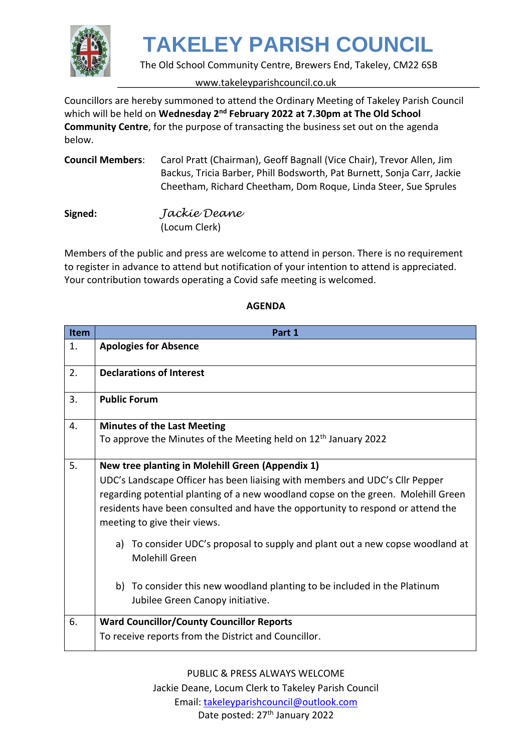# TAKELEY PARISH COUNCIL

The Old School Community Centre, Brewers End, Takeley, CM22 6SB

www.takeleyparishcouncil.co.uk

Councillors are hereby summoned to attend the Ordinary Meeting of Takeley Parish Council which will be held on **Wednesday 2nd February 2022 at 7.30pm at The Old School Community Centre**, for the purpose of transacting the business set out on the agenda below.

**Council Members**: Carol Pratt (Chairman), Geoff Bagnall (Vice Chair), Trevor Allen, Jim Backus, Tricia Barber, Phill Bodsworth, Pat Burnett, Sonja Carr, Jackie Cheetham, Richard Cheetham, Dom Roque, Linda Steer, Sue Sprules

**Signed:** *Jackie Deane*
(Locum Clerk)

Members of the public and press are welcome to attend in person. There is no requirement to register in advance to attend but notification of your intention to attend is appreciated. Your contribution towards operating a Covid safe meeting is welcomed.

**AGENDA**

| Item | Part 1 |
|---|---|
| 1. | **Apologies for Absence** |
| 2. | **Declarations of Interest** |
| 3. | **Public Forum** |
| 4. | **Minutes of the Last Meeting**<br>To approve the Minutes of the Meeting held on 12th January 2022 |
| 5. | **New tree planting in Molehill Green (Appendix 1)**<br>UDC's Landscape Officer has been liaising with members and UDC's Cllr Pepper regarding potential planting of a new woodland copse on the green. Molehill Green residents have been consulted and have the opportunity to respond or attend the meeting to give their views.<br>a) To consider UDC's proposal to supply and plant out a new copse woodland at Molehill Green<br>b) To consider this new woodland planting to be included in the Platinum Jubilee Green Canopy initiative. |
| 6. | **Ward Councillor/County Councillor Reports**<br>To receive reports from the District and Councillor. |

PUBLIC & PRESS ALWAYS WELCOME
Jackie Deane, Locum Clerk to Takeley Parish Council
Email: takeleyparishcouncil@outlook.com
Date posted: 27th January 2022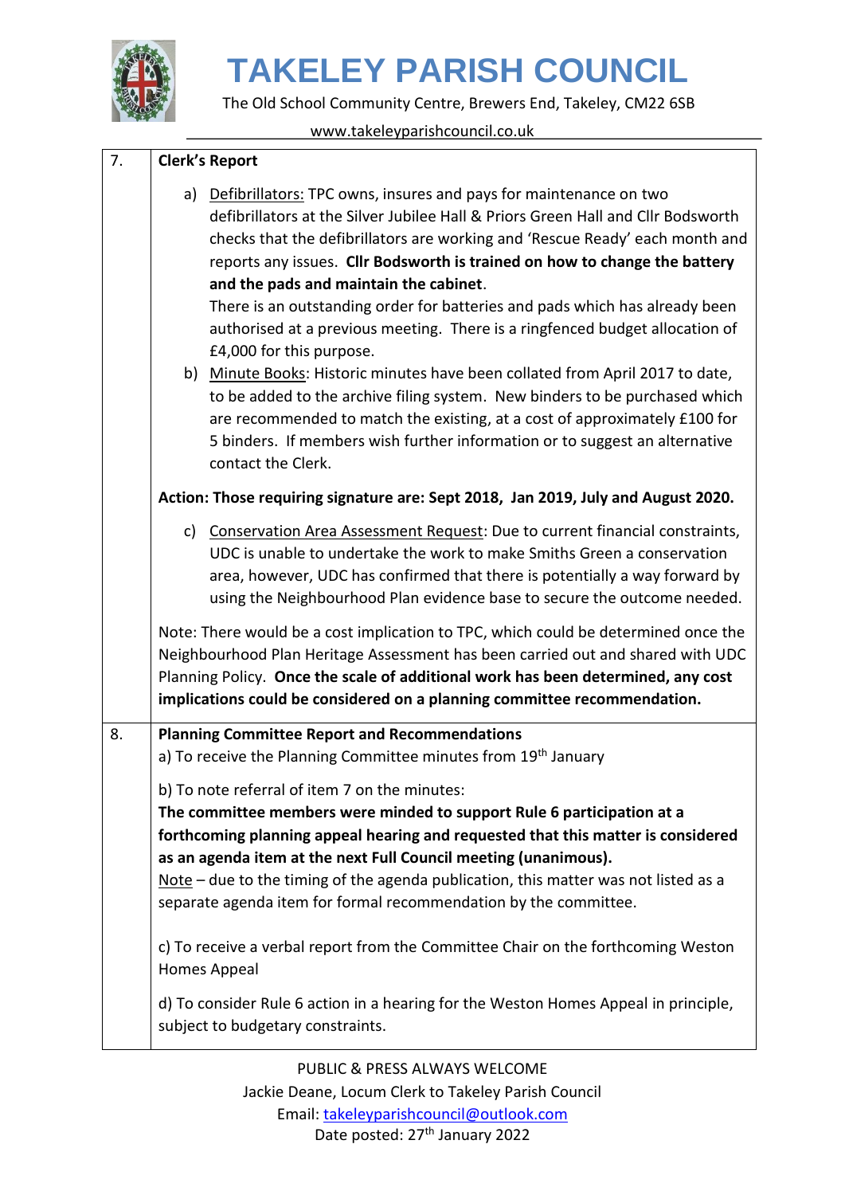# TAKELEY PARISH COUNCIL

The Old School Community Centre, Brewers End, Takeley, CM22 6SB

www.takeleyparishcouncil.co.uk

| | |
|---|---|
| 7. | **Clerk's Report**<br><br>a) Defibrillators: TPC owns, insures and pays for maintenance on two defibrillators at the Silver Jubilee Hall & Priors Green Hall and Cllr Bodsworth checks that the defibrillators are working and 'Rescue Ready' each month and reports any issues. **Cllr Bodsworth is trained on how to change the battery and the pads and maintain the cabinet**.<br>There is an outstanding order for batteries and pads which has already been authorised at a previous meeting. There is a ringfenced budget allocation of £4,000 for this purpose.<br><br>b) Minute Books: Historic minutes have been collated from April 2017 to date, to be added to the archive filing system. New binders to be purchased which are recommended to match the existing, at a cost of approximately £100 for 5 binders. If members wish further information or to suggest an alternative contact the Clerk.<br><br>**Action: Those requiring signature are: Sept 2018, Jan 2019, July and August 2020.**<br><br>c) Conservation Area Assessment Request: Due to current financial constraints, UDC is unable to undertake the work to make Smiths Green a conservation area, however, UDC has confirmed that there is potentially a way forward by using the Neighbourhood Plan evidence base to secure the outcome needed.<br><br>Note: There would be a cost implication to TPC, which could be determined once the Neighbourhood Plan Heritage Assessment has been carried out and shared with UDC Planning Policy. **Once the scale of additional work has been determined, any cost implications could be considered on a planning committee recommendation.** |
| 8. | **Planning Committee Report and Recommendations**<br>a) To receive the Planning Committee minutes from 19th January<br><br>b) To note referral of item 7 on the minutes:<br>**The committee members were minded to support Rule 6 participation at a forthcoming planning appeal hearing and requested that this matter is considered as an agenda item at the next Full Council meeting (unanimous).**<br>Note – due to the timing of the agenda publication, this matter was not listed as a separate agenda item for formal recommendation by the committee.<br><br>c) To receive a verbal report from the Committee Chair on the forthcoming Weston Homes Appeal<br><br>d) To consider Rule 6 action in a hearing for the Weston Homes Appeal in principle, subject to budgetary constraints. |

PUBLIC & PRESS ALWAYS WELCOME
Jackie Deane, Locum Clerk to Takeley Parish Council
Email: takeleyparishcouncil@outlook.com
Date posted: 27th January 2022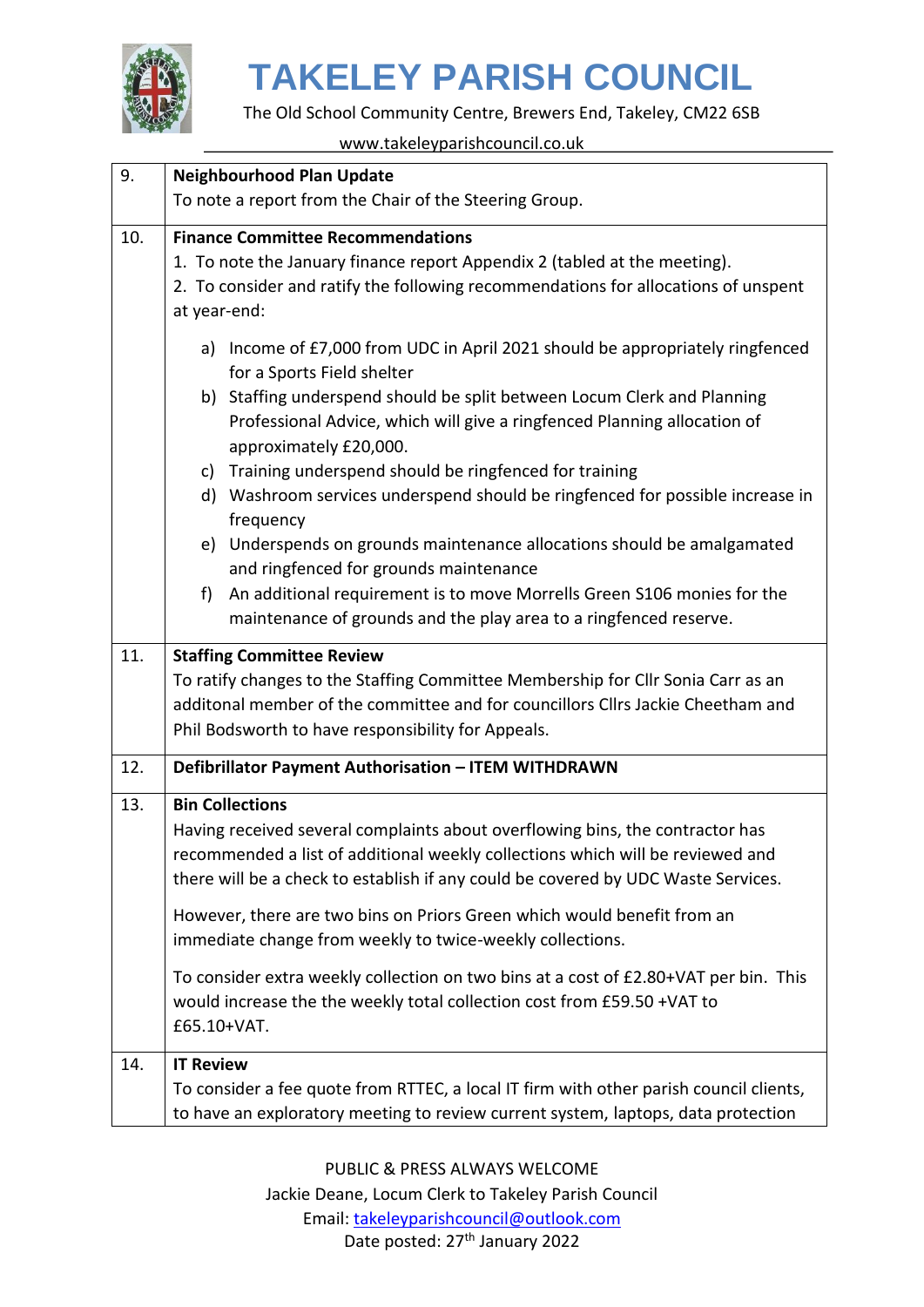| | |
|---|---|
| 9. | **Neighbourhood Plan Update**<br>To note a report from the Chair of the Steering Group. |
| 10. | **Finance Committee Recommendations**<br>1. To note the January finance report Appendix 2 (tabled at the meeting).<br>2. To consider and ratify the following recommendations for allocations of unspent at year-end:<br>a) Income of £7,000 from UDC in April 2021 should be appropriately ringfenced for a Sports Field shelter<br>b) Staffing underspend should be split between Locum Clerk and Planning Professional Advice, which will give a ringfenced Planning allocation of approximately £20,000.<br>c) Training underspend should be ringfenced for training<br>d) Washroom services underspend should be ringfenced for possible increase in frequency<br>e) Underspends on grounds maintenance allocations should be amalgamated and ringfenced for grounds maintenance<br>f) An additional requirement is to move Morrells Green S106 monies for the maintenance of grounds and the play area to a ringfenced reserve. |
| 11. | **Staffing Committee Review**<br>To ratify changes to the Staffing Committee Membership for Cllr Sonia Carr as an additonal member of the committee and for councillors Cllrs Jackie Cheetham and Phil Bodsworth to have responsibility for Appeals. |
| 12. | **Defibrillator Payment Authorisation – ITEM WITHDRAWN** |
| 13. | **Bin Collections**<br>Having received several complaints about overflowing bins, the contractor has recommended a list of additional weekly collections which will be reviewed and there will be a check to establish if any could be covered by UDC Waste Services.<br>However, there are two bins on Priors Green which would benefit from an immediate change from weekly to twice-weekly collections.<br>To consider extra weekly collection on two bins at a cost of £2.80+VAT per bin. This would increase the the weekly total collection cost from £59.50 +VAT to £65.10+VAT. |
| 14. | **IT Review**<br>To consider a fee quote from RTTEC, a local IT firm with other parish council clients, to have an exploratory meeting to review current system, laptops, data protection |

PUBLIC & PRESS ALWAYS WELCOME
Jackie Deane, Locum Clerk to Takeley Parish Council
Email: takeleyparishcouncil@outlook.com
Date posted: 27th January 2022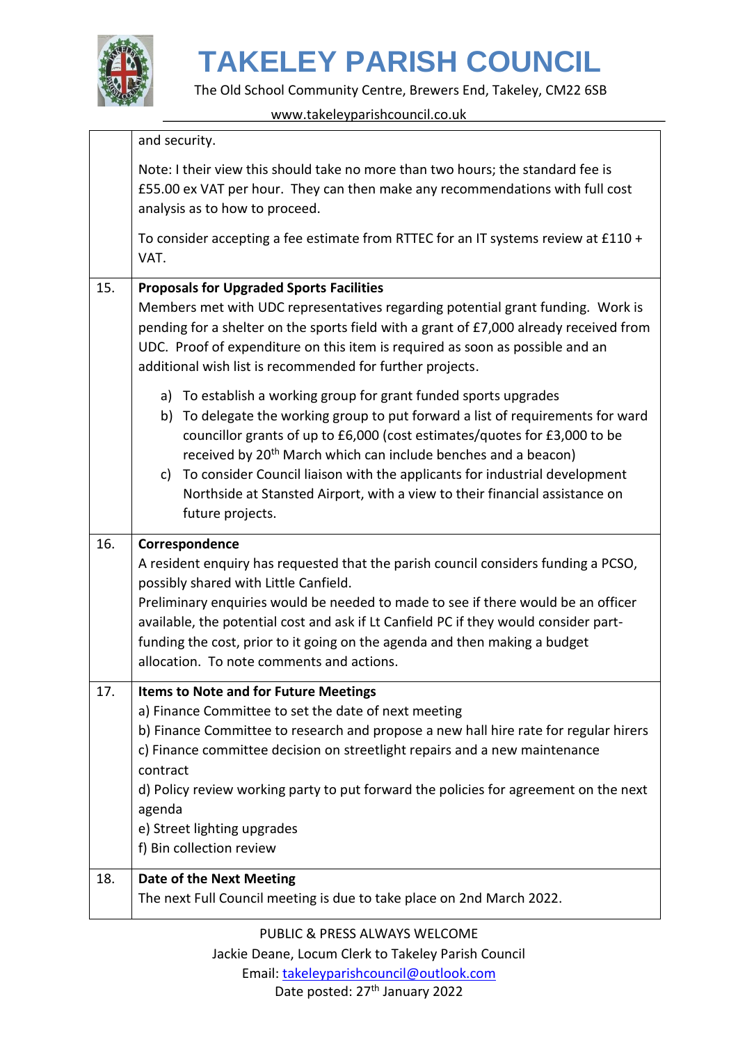# TAKELEY PARISH COUNCIL

The Old School Community Centre, Brewers End, Takeley, CM22 6SB

www.takeleyparishcouncil.co.uk

| | |
|---|---|
| | and security.<br><br>Note: I their view this should take no more than two hours; the standard fee is £55.00 ex VAT per hour. They can then make any recommendations with full cost analysis as to how to proceed.<br><br>To consider accepting a fee estimate from RTTEC for an IT systems review at £110 + VAT. |
| 15. | **Proposals for Upgraded Sports Facilities**<br>Members met with UDC representatives regarding potential grant funding. Work is pending for a shelter on the sports field with a grant of £7,000 already received from UDC. Proof of expenditure on this item is required as soon as possible and an additional wish list is recommended for further projects.<br><br>a) To establish a working group for grant funded sports upgrades<br>b) To delegate the working group to put forward a list of requirements for ward councillor grants of up to £6,000 (cost estimates/quotes for £3,000 to be received by 20th March which can include benches and a beacon)<br>c) To consider Council liaison with the applicants for industrial development Northside at Stansted Airport, with a view to their financial assistance on future projects. |
| 16. | **Correspondence**<br>A resident enquiry has requested that the parish council considers funding a PCSO, possibly shared with Little Canfield.<br>Preliminary enquiries would be needed to made to see if there would be an officer available, the potential cost and ask if Lt Canfield PC if they would consider part-funding the cost, prior to it going on the agenda and then making a budget allocation. To note comments and actions. |
| 17. | **Items to Note and for Future Meetings**<br>a) Finance Committee to set the date of next meeting<br>b) Finance Committee to research and propose a new hall hire rate for regular hirers<br>c) Finance committee decision on streetlight repairs and a new maintenance contract<br>d) Policy review working party to put forward the policies for agreement on the next agenda<br>e) Street lighting upgrades<br>f) Bin collection review |
| 18. | **Date of the Next Meeting**<br>The next Full Council meeting is due to take place on 2nd March 2022. |

PUBLIC & PRESS ALWAYS WELCOME

Jackie Deane, Locum Clerk to Takeley Parish Council

Email: takeleyparishcouncil@outlook.com

Date posted: 27th January 2022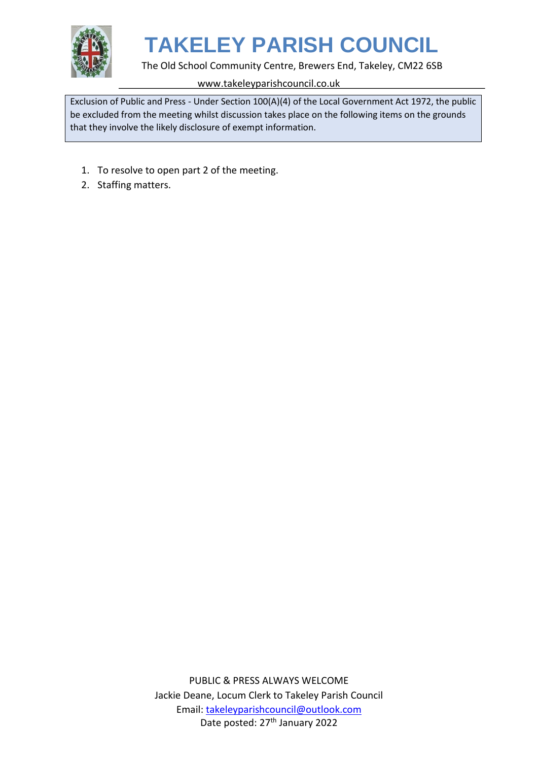# TAKELEY PARISH COUNCIL

The Old School Community Centre, Brewers End, Takeley, CM22 6SB

www.takeleyparishcouncil.co.uk

Exclusion of Public and Press - Under Section 100(A)(4) of the Local Government Act 1972, the public be excluded from the meeting whilst discussion takes place on the following items on the grounds that they involve the likely disclosure of exempt information.

1. To resolve to open part 2 of the meeting.
2. Staffing matters.

PUBLIC & PRESS ALWAYS WELCOME

Jackie Deane, Locum Clerk to Takeley Parish Council

Email: takeleyparishcouncil@outlook.com

Date posted: 27th January 2022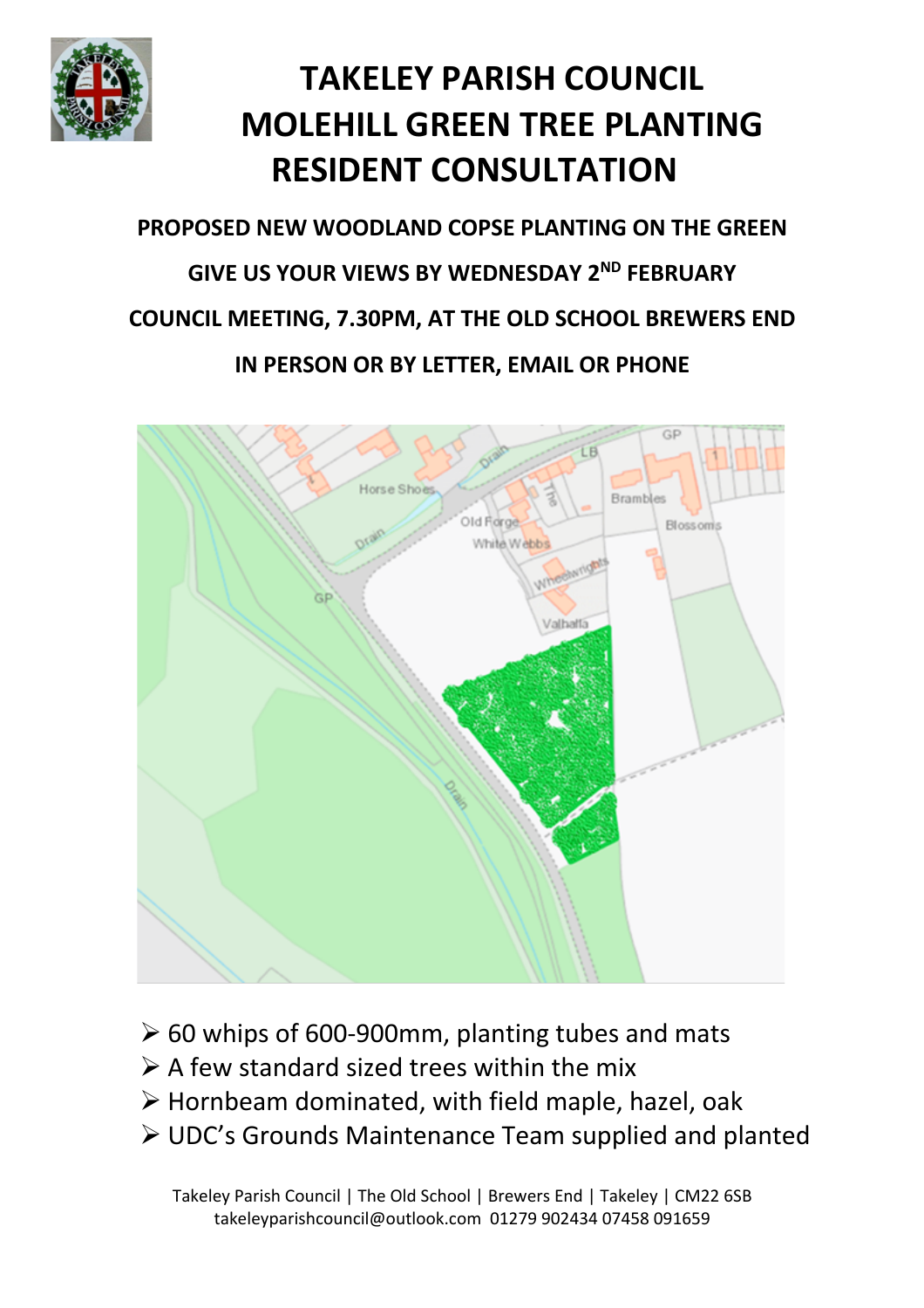# TAKELEY PARISH COUNCIL
# MOLEHILL GREEN TREE PLANTING
# RESIDENT CONSULTATION

**PROPOSED NEW WOODLAND COPSE PLANTING ON THE GREEN**

**GIVE US YOUR VIEWS BY WEDNESDAY 2ND FEBRUARY**

**COUNCIL MEETING, 7.30PM, AT THE OLD SCHOOL BREWERS END**

**IN PERSON OR BY LETTER, EMAIL OR PHONE**

- 60 whips of 600-900mm, planting tubes and mats
- A few standard sized trees within the mix
- Hornbeam dominated, with field maple, hazel, oak
- UDC's Grounds Maintenance Team supplied and planted

Takeley Parish Council | The Old School | Brewers End | Takeley | CM22 6SB
takeleyparishcouncil@outlook.com 01279 902434 07458 091659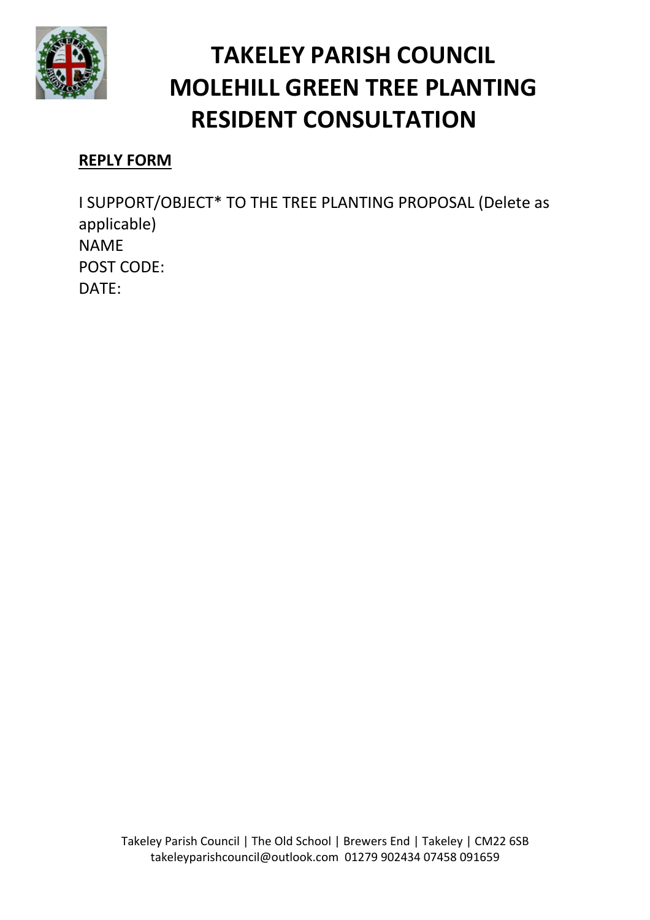# TAKELEY PARISH COUNCIL
# MOLEHILL GREEN TREE PLANTING
# RESIDENT CONSULTATION

**REPLY FORM**

I SUPPORT/OBJECT* TO THE TREE PLANTING PROPOSAL (Delete as applicable)

NAME

POST CODE:

DATE:

Takeley Parish Council | The Old School | Brewers End | Takeley | CM22 6SB
takeleyparishcouncil@outlook.com 01279 902434 07458 091659